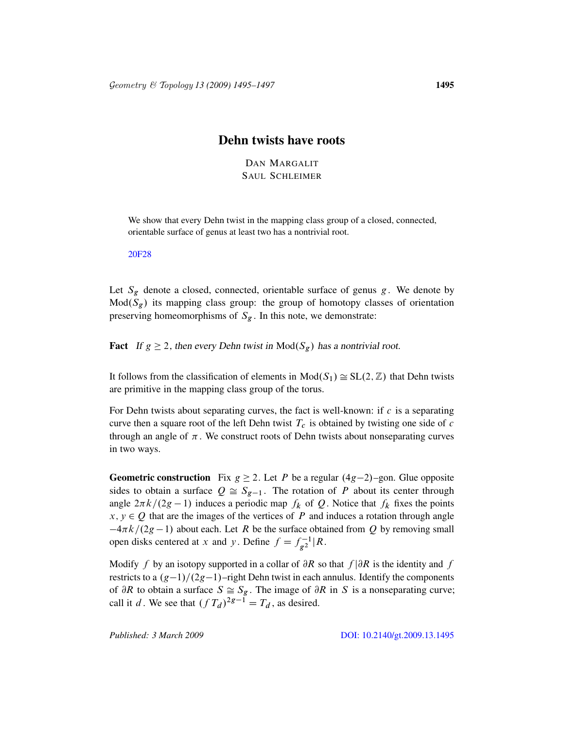# Dehn twists have roots

DAN MARGALIT
SAUL SCHLEIMER

We show that every Dehn twist in the mapping class group of a closed, connected, orientable surface of genus at least two has a nontrivial root.

20F28

Let $S_g$ denote a closed, connected, orientable surface of genus $g$. We denote by $\mathrm{Mod}(S_g)$ its mapping class group: the group of homotopy classes of orientation preserving homeomorphisms of $S_g$. In this note, we demonstrate:

**Fact** *If $g \geq 2$, then every Dehn twist in $\mathrm{Mod}(S_g)$ has a nontrivial root.*

It follows from the classification of elements in $\mathrm{Mod}(S_1) \cong \mathrm{SL}(2,\mathbb{Z})$ that Dehn twists are primitive in the mapping class group of the torus.

For Dehn twists about separating curves, the fact is well-known: if $c$ is a separating curve then a square root of the left Dehn twist $T_c$ is obtained by twisting one side of $c$ through an angle of $\pi$. We construct roots of Dehn twists about nonseparating curves in two ways.

**Geometric construction** Fix $g \geq 2$. Let $P$ be a regular $(4g-2)$–gon. Glue opposite sides to obtain a surface $Q \cong S_{g-1}$. The rotation of $P$ about its center through angle $2\pi k/(2g-1)$ induces a periodic map $f_k$ of $Q$. Notice that $f_k$ fixes the points $x, y \in Q$ that are the images of the vertices of $P$ and induces a rotation through angle $-4\pi k/(2g-1)$ about each. Let $R$ be the surface obtained from $Q$ by removing small open disks centered at $x$ and $y$. Define $f = f_{g^2}^{-1}|R$.

Modify $f$ by an isotopy supported in a collar of $\partial R$ so that $f|\partial R$ is the identity and $f$ restricts to a $(g-1)/(2g-1)$–right Dehn twist in each annulus. Identify the components of $\partial R$ to obtain a surface $S \cong S_g$. The image of $\partial R$ in $S$ is a nonseparating curve; call it $d$. We see that $(f\,T_d)^{2g-1} = T_d$, as desired.

Published: 3 March 2009 DOI: 10.2140/gt.2009.13.1495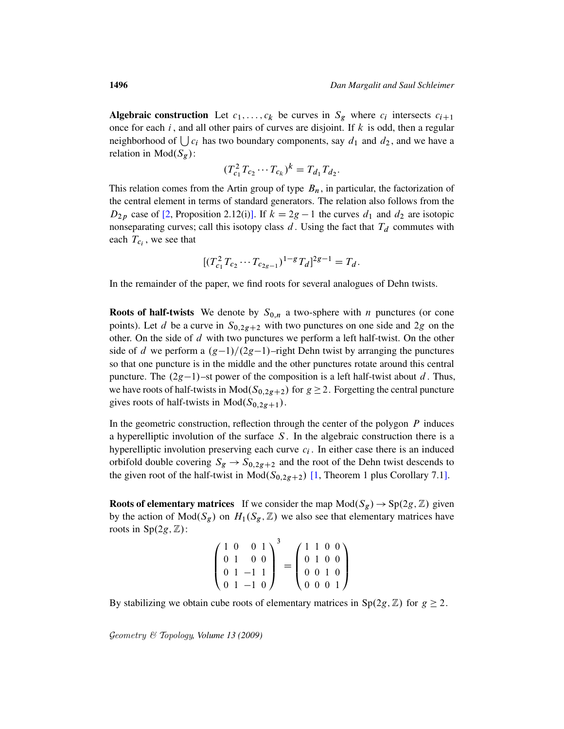**Algebraic construction** Let $c_1, \ldots, c_k$ be curves in $S_g$ where $c_i$ intersects $c_{i+1}$ once for each $i$, and all other pairs of curves are disjoint. If $k$ is odd, then a regular neighborhood of $\bigcup c_i$ has two boundary components, say $d_1$ and $d_2$, and we have a relation in $\mathrm{Mod}(S_g)$:

$$(T_{c_1}^2 T_{c_2} \cdots T_{c_k})^k = T_{d_1} T_{d_2}.$$

This relation comes from the Artin group of type $B_n$, in particular, the factorization of the central element in terms of standard generators. The relation also follows from the $D_{2p}$ case of [2, Proposition 2.12(i)]. If $k = 2g-1$ the curves $d_1$ and $d_2$ are isotopic nonseparating curves; call this isotopy class $d$. Using the fact that $T_d$ commutes with each $T_{c_i}$, we see that

$$[(T_{c_1}^2 T_{c_2} \cdots T_{c_{2g-1}})^{1-g} T_d]^{2g-1} = T_d.$$

In the remainder of the paper, we find roots for several analogues of Dehn twists.

**Roots of half-twists** We denote by $S_{0,n}$ a two-sphere with $n$ punctures (or cone points). Let $d$ be a curve in $S_{0,2g+2}$ with two punctures on one side and $2g$ on the other. On the side of $d$ with two punctures we perform a left half-twist. On the other side of $d$ we perform a $(g-1)/(2g-1)$–right Dehn twist by arranging the punctures so that one puncture is in the middle and the other punctures rotate around this central puncture. The $(2g-1)$–st power of the composition is a left half-twist about $d$. Thus, we have roots of half-twists in $\mathrm{Mod}(S_{0,2g+2})$ for $g \geq 2$. Forgetting the central puncture gives roots of half-twists in $\mathrm{Mod}(S_{0,2g+1})$.

In the geometric construction, reflection through the center of the polygon $P$ induces a hyperelliptic involution of the surface $S$. In the algebraic construction there is a hyperelliptic involution preserving each curve $c_i$. In either case there is an induced orbifold double covering $S_g \to S_{0,2g+2}$ and the root of the Dehn twist descends to the given root of the half-twist in $\mathrm{Mod}(S_{0,2g+2})$ [1, Theorem 1 plus Corollary 7.1].

**Roots of elementary matrices** If we consider the map $\mathrm{Mod}(S_g) \to \mathrm{Sp}(2g, \mathbb{Z})$ given by the action of $\mathrm{Mod}(S_g)$ on $H_1(S_g, \mathbb{Z})$ we also see that elementary matrices have roots in $\mathrm{Sp}(2g, \mathbb{Z})$:

$$\begin{pmatrix} 1 & 0 & 0 & 1 \\ 0 & 1 & 0 & 0 \\ 0 & 1 & -1 & 1 \\ 0 & 1 & -1 & 0 \end{pmatrix}^3 = \begin{pmatrix} 1 & 1 & 0 & 0 \\ 0 & 1 & 0 & 0 \\ 0 & 0 & 1 & 0 \\ 0 & 0 & 0 & 1 \end{pmatrix}$$

By stabilizing we obtain cube roots of elementary matrices in $\mathrm{Sp}(2g, \mathbb{Z})$ for $g \geq 2$.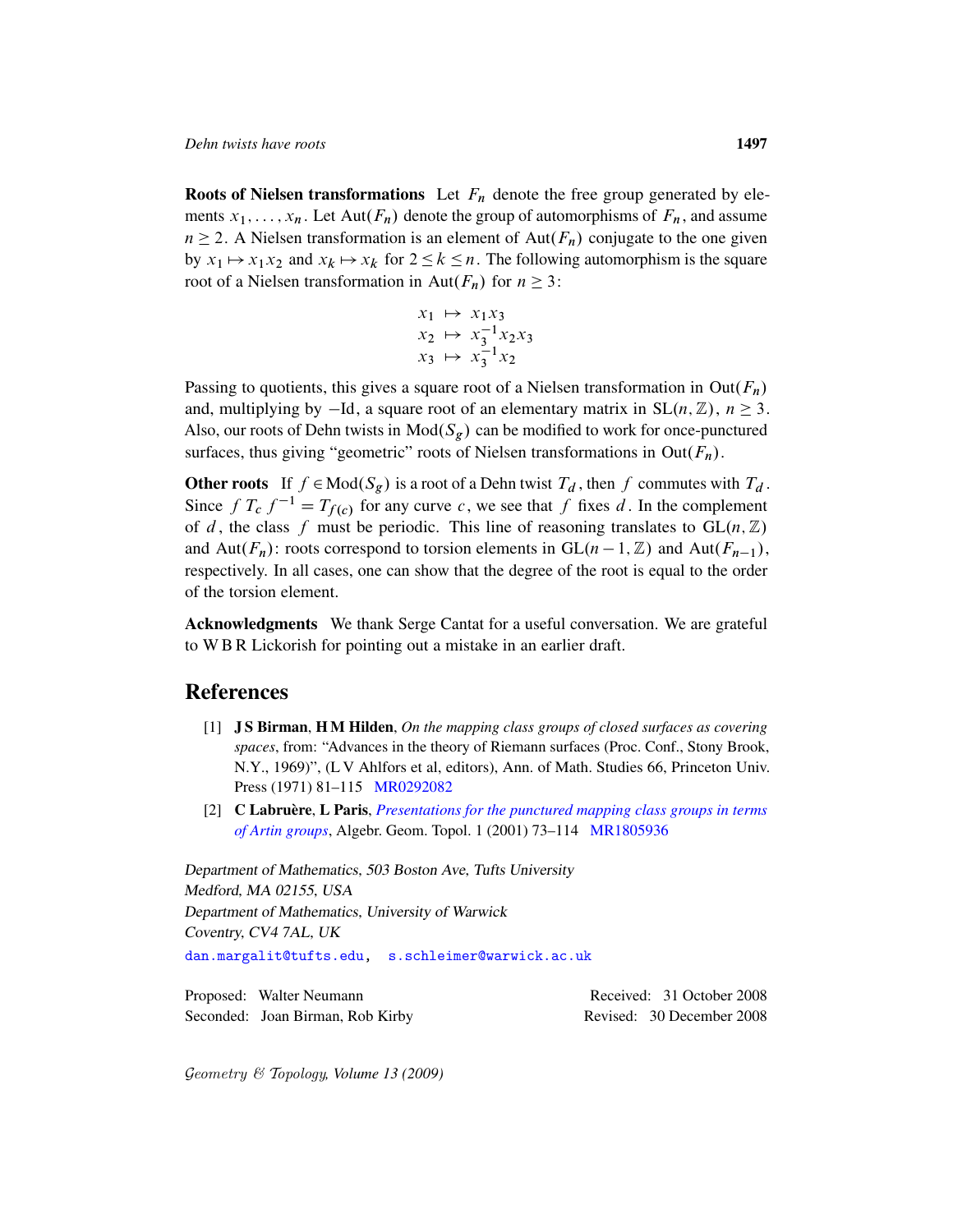**Roots of Nielsen transformations** Let $F_n$ denote the free group generated by elements $x_1, \ldots, x_n$. Let $\mathrm{Aut}(F_n)$ denote the group of automorphisms of $F_n$, and assume $n \geq 2$. A Nielsen transformation is an element of $\mathrm{Aut}(F_n)$ conjugate to the one given by $x_1 \mapsto x_1 x_2$ and $x_k \mapsto x_k$ for $2 \leq k \leq n$. The following automorphism is the square root of a Nielsen transformation in $\mathrm{Aut}(F_n)$ for $n \geq 3$:

$$
\begin{aligned}
x_1 &\mapsto x_1 x_3 \\
x_2 &\mapsto x_3^{-1} x_2 x_3 \\
x_3 &\mapsto x_3^{-1} x_2
\end{aligned}
$$

Passing to quotients, this gives a square root of a Nielsen transformation in $\mathrm{Out}(F_n)$ and, multiplying by $-\mathrm{Id}$, a square root of an elementary matrix in $\mathrm{SL}(n, \mathbb{Z})$, $n \geq 3$. Also, our roots of Dehn twists in $\mathrm{Mod}(S_g)$ can be modified to work for once-punctured surfaces, thus giving "geometric" roots of Nielsen transformations in $\mathrm{Out}(F_n)$.

**Other roots** If $f \in \mathrm{Mod}(S_g)$ is a root of a Dehn twist $T_d$, then $f$ commutes with $T_d$. Since $f\,T_c\,f^{-1} = T_{f(c)}$ for any curve $c$, we see that $f$ fixes $d$. In the complement of $d$, the class $f$ must be periodic. This line of reasoning translates to $\mathrm{GL}(n, \mathbb{Z})$ and $\mathrm{Aut}(F_n)$: roots correspond to torsion elements in $\mathrm{GL}(n-1, \mathbb{Z})$ and $\mathrm{Aut}(F_{n-1})$, respectively. In all cases, one can show that the degree of the root is equal to the order of the torsion element.

**Acknowledgments** We thank Serge Cantat for a useful conversation. We are grateful to W B R Lickorish for pointing out a mistake in an earlier draft.

## References

[1] **J S Birman**, **H M Hilden**, *On the mapping class groups of closed surfaces as covering spaces*, from: "Advances in the theory of Riemann surfaces (Proc. Conf., Stony Brook, N.Y., 1969)", (L V Ahlfors et al, editors), Ann. of Math. Studies 66, Princeton Univ. Press (1971) 81–115 MR0292082

[2] **C Labruère**, **L Paris**, *Presentations for the punctured mapping class groups in terms of Artin groups*, Algebr. Geom. Topol. 1 (2001) 73–114 MR1805936

*Department of Mathematics, 503 Boston Ave, Tufts University*
*Medford, MA 02155, USA*
*Department of Mathematics, University of Warwick*
*Coventry, CV4 7AL, UK*

dan.margalit@tufts.edu, s.schleimer@warwick.ac.uk

Proposed: Walter Neumann — Received: 31 October 2008
Seconded: Joan Birman, Rob Kirby — Revised: 30 December 2008